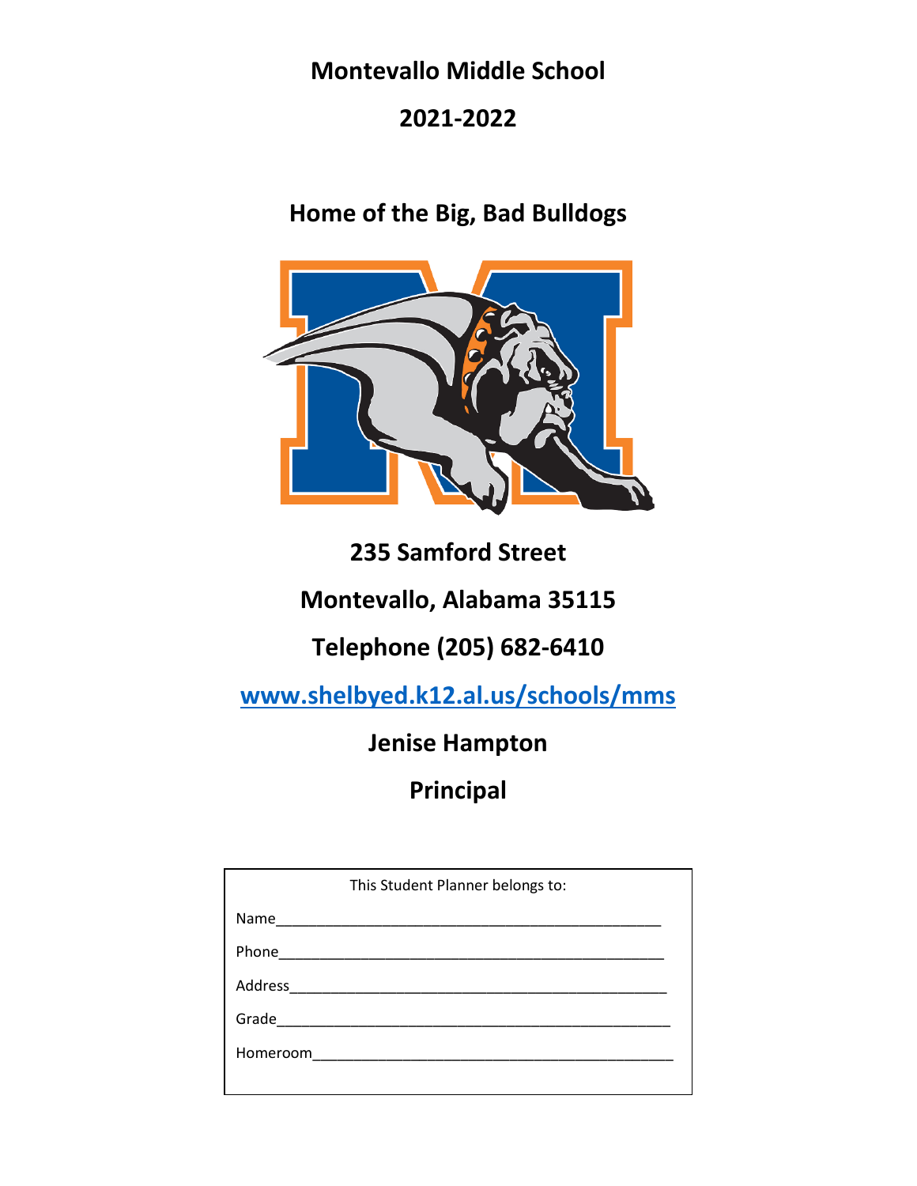# Montevallo Middle School

# 2021-2022

## Home of the Big, Bad Bulldogs

**235 Samford Street**

**Montevallo, Alabama 35115**

**Telephone (205) 682-6410**

**[www.shelbyed.k12.al.us/schools/mms](http://www.shelbyed.k12.al.us/schools/mms)**

**Jenise Hampton**

**Principal**

This Student Planner belongs to:

Name_______________________________________________

Phone_______________________________________________

Address_____________________________________________

Grade_______________________________________________

Homeroom___________________________________________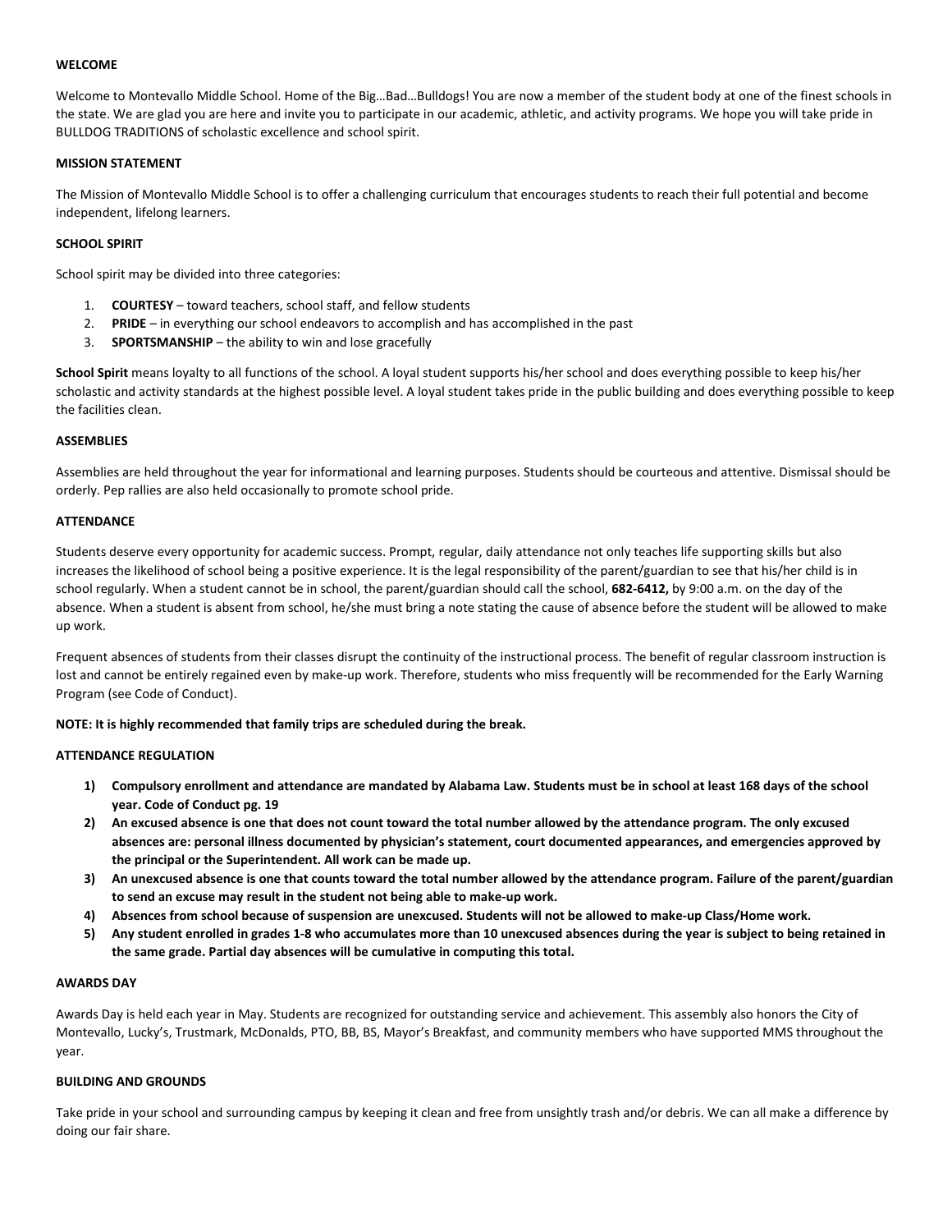**WELCOME**

Welcome to Montevallo Middle School. Home of the Big…Bad…Bulldogs! You are now a member of the student body at one of the finest schools in the state. We are glad you are here and invite you to participate in our academic, athletic, and activity programs. We hope you will take pride in BULLDOG TRADITIONS of scholastic excellence and school spirit.

**MISSION STATEMENT**

The Mission of Montevallo Middle School is to offer a challenging curriculum that encourages students to reach their full potential and become independent, lifelong learners.

**SCHOOL SPIRIT**

School spirit may be divided into three categories:

1. **COURTESY** – toward teachers, school staff, and fellow students
2. **PRIDE** – in everything our school endeavors to accomplish and has accomplished in the past
3. **SPORTSMANSHIP** – the ability to win and lose gracefully

**School Spirit** means loyalty to all functions of the school. A loyal student supports his/her school and does everything possible to keep his/her scholastic and activity standards at the highest possible level. A loyal student takes pride in the public building and does everything possible to keep the facilities clean.

**ASSEMBLIES**

Assemblies are held throughout the year for informational and learning purposes. Students should be courteous and attentive. Dismissal should be orderly. Pep rallies are also held occasionally to promote school pride.

**ATTENDANCE**

Students deserve every opportunity for academic success. Prompt, regular, daily attendance not only teaches life supporting skills but also increases the likelihood of school being a positive experience. It is the legal responsibility of the parent/guardian to see that his/her child is in school regularly. When a student cannot be in school, the parent/guardian should call the school, **682-6412,** by 9:00 a.m. on the day of the absence. When a student is absent from school, he/she must bring a note stating the cause of absence before the student will be allowed to make up work.

Frequent absences of students from their classes disrupt the continuity of the instructional process. The benefit of regular classroom instruction is lost and cannot be entirely regained even by make-up work. Therefore, students who miss frequently will be recommended for the Early Warning Program (see Code of Conduct).

**NOTE: It is highly recommended that family trips are scheduled during the break.**

**ATTENDANCE REGULATION**

1) **Compulsory enrollment and attendance are mandated by Alabama Law. Students must be in school at least 168 days of the school year. Code of Conduct pg. 19**
2) **An excused absence is one that does not count toward the total number allowed by the attendance program. The only excused absences are: personal illness documented by physician's statement, court documented appearances, and emergencies approved by the principal or the Superintendent. All work can be made up.**
3) **An unexcused absence is one that counts toward the total number allowed by the attendance program. Failure of the parent/guardian to send an excuse may result in the student not being able to make-up work.**
4) **Absences from school because of suspension are unexcused. Students will not be allowed to make-up Class/Home work.**
5) **Any student enrolled in grades 1-8 who accumulates more than 10 unexcused absences during the year is subject to being retained in the same grade. Partial day absences will be cumulative in computing this total.**

**AWARDS DAY**

Awards Day is held each year in May. Students are recognized for outstanding service and achievement. This assembly also honors the City of Montevallo, Lucky's, Trustmark, McDonalds, PTO, BB, BS, Mayor's Breakfast, and community members who have supported MMS throughout the year.

**BUILDING AND GROUNDS**

Take pride in your school and surrounding campus by keeping it clean and free from unsightly trash and/or debris. We can all make a difference by doing our fair share.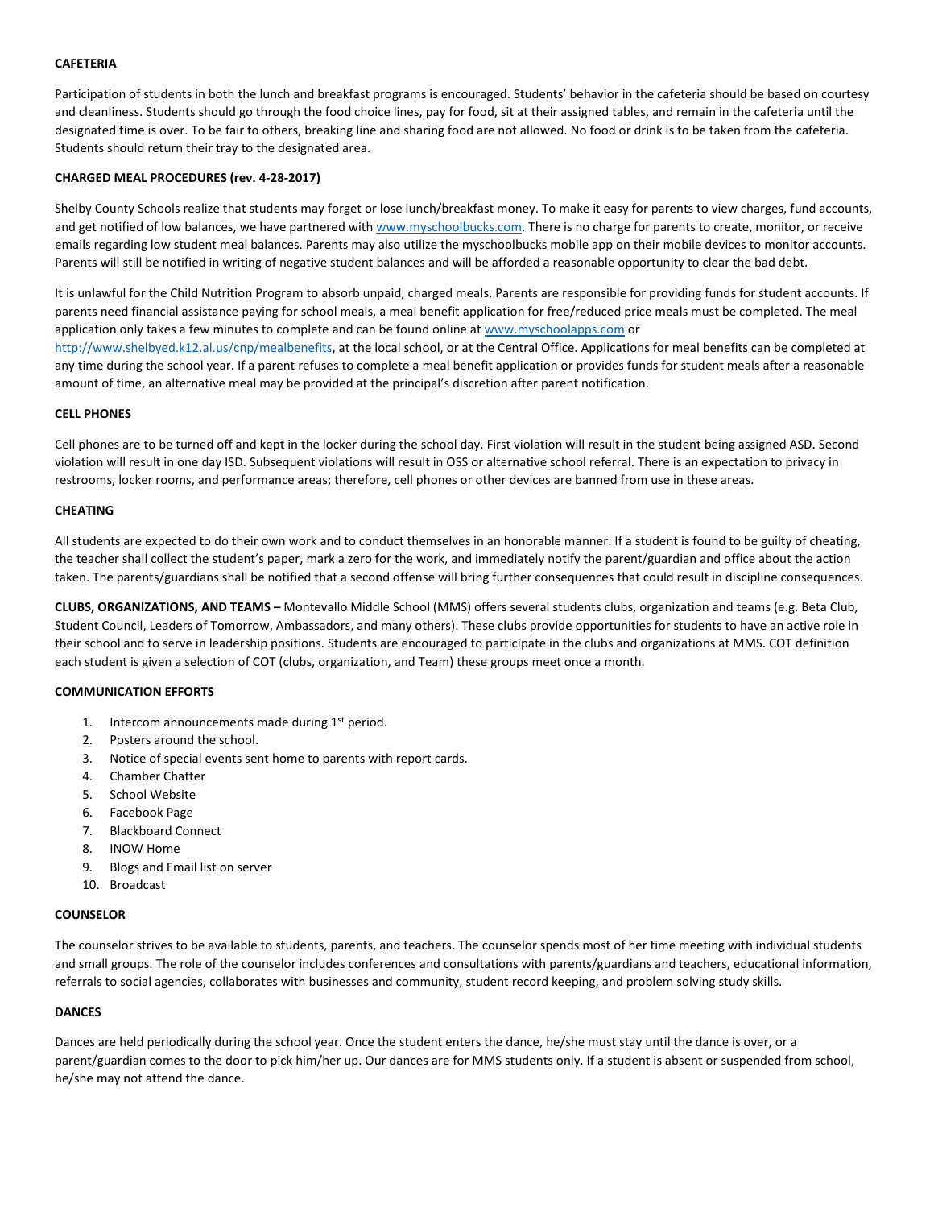**CAFETERIA**

Participation of students in both the lunch and breakfast programs is encouraged. Students' behavior in the cafeteria should be based on courtesy and cleanliness. Students should go through the food choice lines, pay for food, sit at their assigned tables, and remain in the cafeteria until the designated time is over. To be fair to others, breaking line and sharing food are not allowed. No food or drink is to be taken from the cafeteria. Students should return their tray to the designated area.

**CHARGED MEAL PROCEDURES (rev. 4-28-2017)**

Shelby County Schools realize that students may forget or lose lunch/breakfast money. To make it easy for parents to view charges, fund accounts, and get notified of low balances, we have partnered with www.myschoolbucks.com. There is no charge for parents to create, monitor, or receive emails regarding low student meal balances. Parents may also utilize the myschoolbucks mobile app on their mobile devices to monitor accounts. Parents will still be notified in writing of negative student balances and will be afforded a reasonable opportunity to clear the bad debt.

It is unlawful for the Child Nutrition Program to absorb unpaid, charged meals. Parents are responsible for providing funds for student accounts. If parents need financial assistance paying for school meals, a meal benefit application for free/reduced price meals must be completed. The meal application only takes a few minutes to complete and can be found online at www.myschoolapps.com or http://www.shelbyed.k12.al.us/cnp/mealbenefits, at the local school, or at the Central Office. Applications for meal benefits can be completed at any time during the school year. If a parent refuses to complete a meal benefit application or provides funds for student meals after a reasonable amount of time, an alternative meal may be provided at the principal's discretion after parent notification.

**CELL PHONES**

Cell phones are to be turned off and kept in the locker during the school day. First violation will result in the student being assigned ASD. Second violation will result in one day ISD. Subsequent violations will result in OSS or alternative school referral. There is an expectation to privacy in restrooms, locker rooms, and performance areas; therefore, cell phones or other devices are banned from use in these areas.

**CHEATING**

All students are expected to do their own work and to conduct themselves in an honorable manner. If a student is found to be guilty of cheating, the teacher shall collect the student's paper, mark a zero for the work, and immediately notify the parent/guardian and office about the action taken. The parents/guardians shall be notified that a second offense will bring further consequences that could result in discipline consequences.

**CLUBS, ORGANIZATIONS, AND TEAMS –** Montevallo Middle School (MMS) offers several students clubs, organization and teams (e.g. Beta Club, Student Council, Leaders of Tomorrow, Ambassadors, and many others). These clubs provide opportunities for students to have an active role in their school and to serve in leadership positions. Students are encouraged to participate in the clubs and organizations at MMS. COT definition each student is given a selection of COT (clubs, organization, and Team) these groups meet once a month.

**COMMUNICATION EFFORTS**

1. Intercom announcements made during 1st period.
2. Posters around the school.
3. Notice of special events sent home to parents with report cards.
4. Chamber Chatter
5. School Website
6. Facebook Page
7. Blackboard Connect
8. INOW Home
9. Blogs and Email list on server
10. Broadcast

**COUNSELOR**

The counselor strives to be available to students, parents, and teachers. The counselor spends most of her time meeting with individual students and small groups. The role of the counselor includes conferences and consultations with parents/guardians and teachers, educational information, referrals to social agencies, collaborates with businesses and community, student record keeping, and problem solving study skills.

**DANCES**

Dances are held periodically during the school year. Once the student enters the dance, he/she must stay until the dance is over, or a parent/guardian comes to the door to pick him/her up. Our dances are for MMS students only. If a student is absent or suspended from school, he/she may not attend the dance.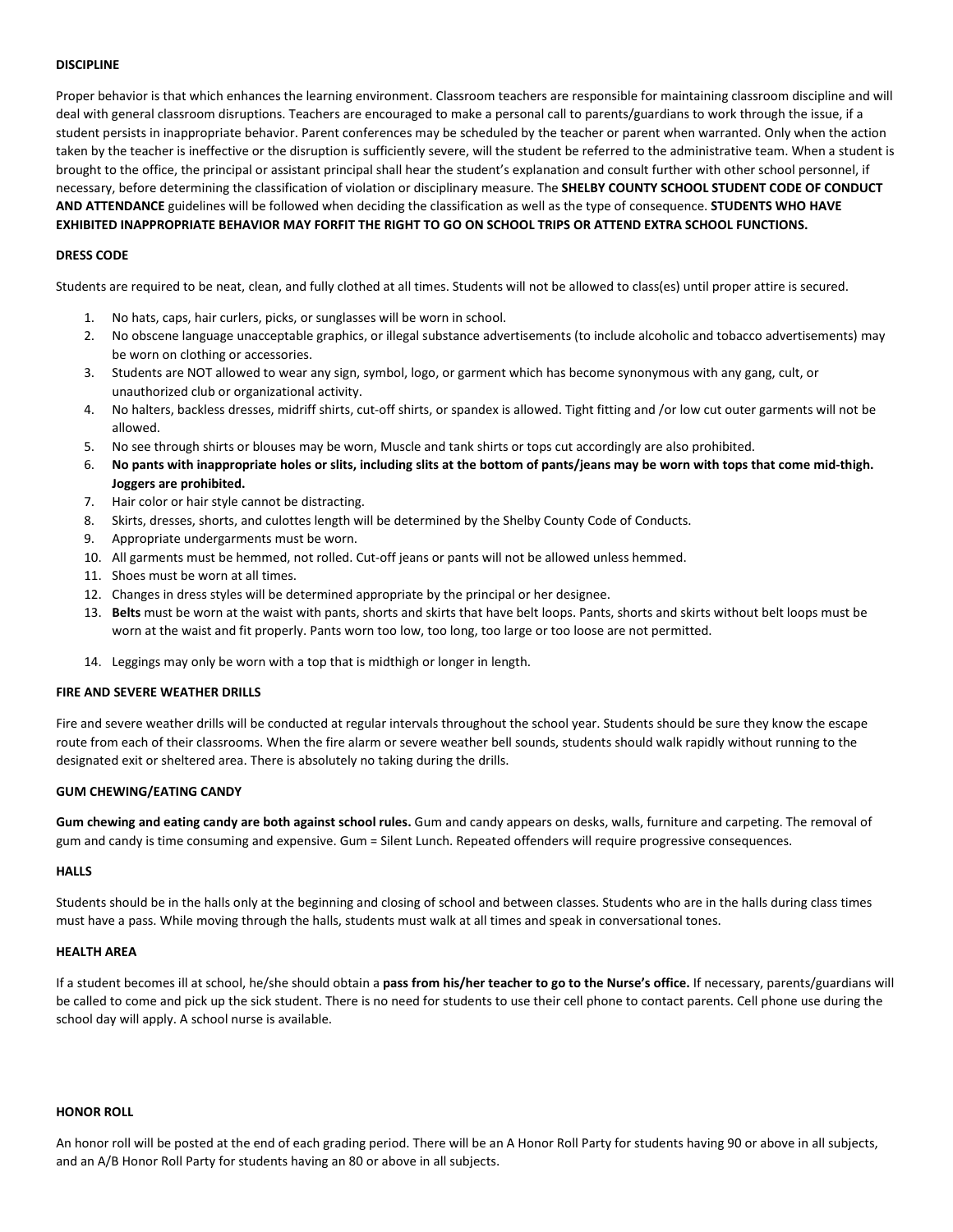**DISCIPLINE**

Proper behavior is that which enhances the learning environment. Classroom teachers are responsible for maintaining classroom discipline and will deal with general classroom disruptions. Teachers are encouraged to make a personal call to parents/guardians to work through the issue, if a student persists in inappropriate behavior. Parent conferences may be scheduled by the teacher or parent when warranted. Only when the action taken by the teacher is ineffective or the disruption is sufficiently severe, will the student be referred to the administrative team. When a student is brought to the office, the principal or assistant principal shall hear the student's explanation and consult further with other school personnel, if necessary, before determining the classification of violation or disciplinary measure. The **SHELBY COUNTY SCHOOL STUDENT CODE OF CONDUCT AND ATTENDANCE** guidelines will be followed when deciding the classification as well as the type of consequence. **STUDENTS WHO HAVE EXHIBITED INAPPROPRIATE BEHAVIOR MAY FORFIT THE RIGHT TO GO ON SCHOOL TRIPS OR ATTEND EXTRA SCHOOL FUNCTIONS.**

**DRESS CODE**

Students are required to be neat, clean, and fully clothed at all times. Students will not be allowed to class(es) until proper attire is secured.

1. No hats, caps, hair curlers, picks, or sunglasses will be worn in school.
2. No obscene language unacceptable graphics, or illegal substance advertisements (to include alcoholic and tobacco advertisements) may be worn on clothing or accessories.
3. Students are NOT allowed to wear any sign, symbol, logo, or garment which has become synonymous with any gang, cult, or unauthorized club or organizational activity.
4. No halters, backless dresses, midriff shirts, cut-off shirts, or spandex is allowed. Tight fitting and /or low cut outer garments will not be allowed.
5. No see through shirts or blouses may be worn, Muscle and tank shirts or tops cut accordingly are also prohibited.
6. **No pants with inappropriate holes or slits, including slits at the bottom of pants/jeans may be worn with tops that come mid-thigh. Joggers are prohibited.**
7. Hair color or hair style cannot be distracting.
8. Skirts, dresses, shorts, and culottes length will be determined by the Shelby County Code of Conducts.
9. Appropriate undergarments must be worn.
10. All garments must be hemmed, not rolled. Cut-off jeans or pants will not be allowed unless hemmed.
11. Shoes must be worn at all times.
12. Changes in dress styles will be determined appropriate by the principal or her designee.
13. **Belts** must be worn at the waist with pants, shorts and skirts that have belt loops. Pants, shorts and skirts without belt loops must be worn at the waist and fit properly. Pants worn too low, too long, too large or too loose are not permitted.
14. Leggings may only be worn with a top that is midthigh or longer in length.

**FIRE AND SEVERE WEATHER DRILLS**

Fire and severe weather drills will be conducted at regular intervals throughout the school year. Students should be sure they know the escape route from each of their classrooms. When the fire alarm or severe weather bell sounds, students should walk rapidly without running to the designated exit or sheltered area. There is absolutely no taking during the drills.

**GUM CHEWING/EATING CANDY**

**Gum chewing and eating candy are both against school rules.** Gum and candy appears on desks, walls, furniture and carpeting. The removal of gum and candy is time consuming and expensive. Gum = Silent Lunch. Repeated offenders will require progressive consequences.

**HALLS**

Students should be in the halls only at the beginning and closing of school and between classes. Students who are in the halls during class times must have a pass. While moving through the halls, students must walk at all times and speak in conversational tones.

**HEALTH AREA**

If a student becomes ill at school, he/she should obtain a **pass from his/her teacher to go to the Nurse's office.** If necessary, parents/guardians will be called to come and pick up the sick student. There is no need for students to use their cell phone to contact parents. Cell phone use during the school day will apply. A school nurse is available.

**HONOR ROLL**

An honor roll will be posted at the end of each grading period. There will be an A Honor Roll Party for students having 90 or above in all subjects, and an A/B Honor Roll Party for students having an 80 or above in all subjects.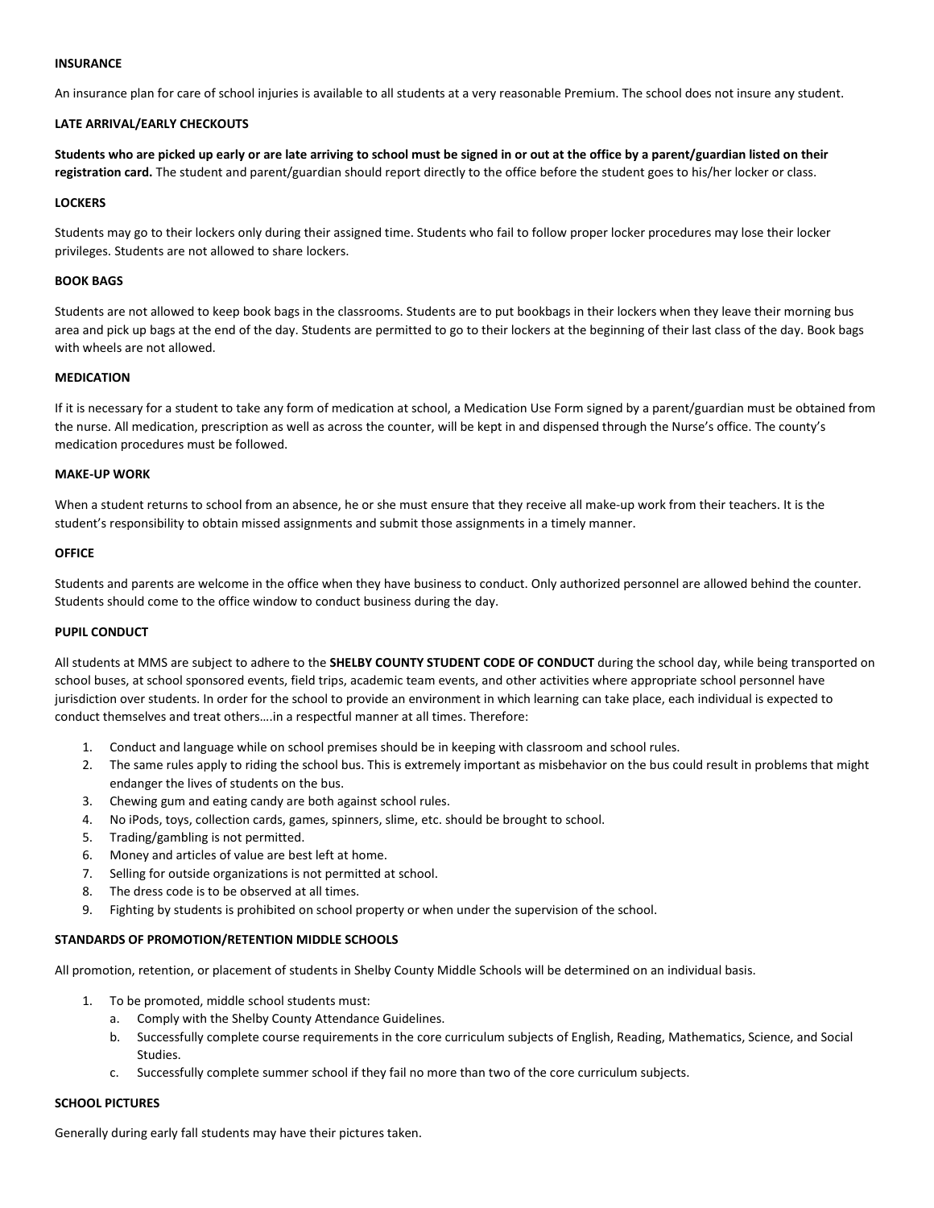**INSURANCE**

An insurance plan for care of school injuries is available to all students at a very reasonable Premium. The school does not insure any student.

**LATE ARRIVAL/EARLY CHECKOUTS**

**Students who are picked up early or are late arriving to school must be signed in or out at the office by a parent/guardian listed on their registration card.** The student and parent/guardian should report directly to the office before the student goes to his/her locker or class.

**LOCKERS**

Students may go to their lockers only during their assigned time. Students who fail to follow proper locker procedures may lose their locker privileges. Students are not allowed to share lockers.

**BOOK BAGS**

Students are not allowed to keep book bags in the classrooms. Students are to put bookbags in their lockers when they leave their morning bus area and pick up bags at the end of the day. Students are permitted to go to their lockers at the beginning of their last class of the day. Book bags with wheels are not allowed.

**MEDICATION**

If it is necessary for a student to take any form of medication at school, a Medication Use Form signed by a parent/guardian must be obtained from the nurse. All medication, prescription as well as across the counter, will be kept in and dispensed through the Nurse's office. The county's medication procedures must be followed.

**MAKE-UP WORK**

When a student returns to school from an absence, he or she must ensure that they receive all make-up work from their teachers. It is the student's responsibility to obtain missed assignments and submit those assignments in a timely manner.

**OFFICE**

Students and parents are welcome in the office when they have business to conduct. Only authorized personnel are allowed behind the counter. Students should come to the office window to conduct business during the day.

**PUPIL CONDUCT**

All students at MMS are subject to adhere to the **SHELBY COUNTY STUDENT CODE OF CONDUCT** during the school day, while being transported on school buses, at school sponsored events, field trips, academic team events, and other activities where appropriate school personnel have jurisdiction over students. In order for the school to provide an environment in which learning can take place, each individual is expected to conduct themselves and treat others….in a respectful manner at all times. Therefore:

1. Conduct and language while on school premises should be in keeping with classroom and school rules.
2. The same rules apply to riding the school bus. This is extremely important as misbehavior on the bus could result in problems that might endanger the lives of students on the bus.
3. Chewing gum and eating candy are both against school rules.
4. No iPods, toys, collection cards, games, spinners, slime, etc. should be brought to school.
5. Trading/gambling is not permitted.
6. Money and articles of value are best left at home.
7. Selling for outside organizations is not permitted at school.
8. The dress code is to be observed at all times.
9. Fighting by students is prohibited on school property or when under the supervision of the school.

**STANDARDS OF PROMOTION/RETENTION MIDDLE SCHOOLS**

All promotion, retention, or placement of students in Shelby County Middle Schools will be determined on an individual basis.

1. To be promoted, middle school students must:
   a. Comply with the Shelby County Attendance Guidelines.
   b. Successfully complete course requirements in the core curriculum subjects of English, Reading, Mathematics, Science, and Social Studies.
   c. Successfully complete summer school if they fail no more than two of the core curriculum subjects.

**SCHOOL PICTURES**

Generally during early fall students may have their pictures taken.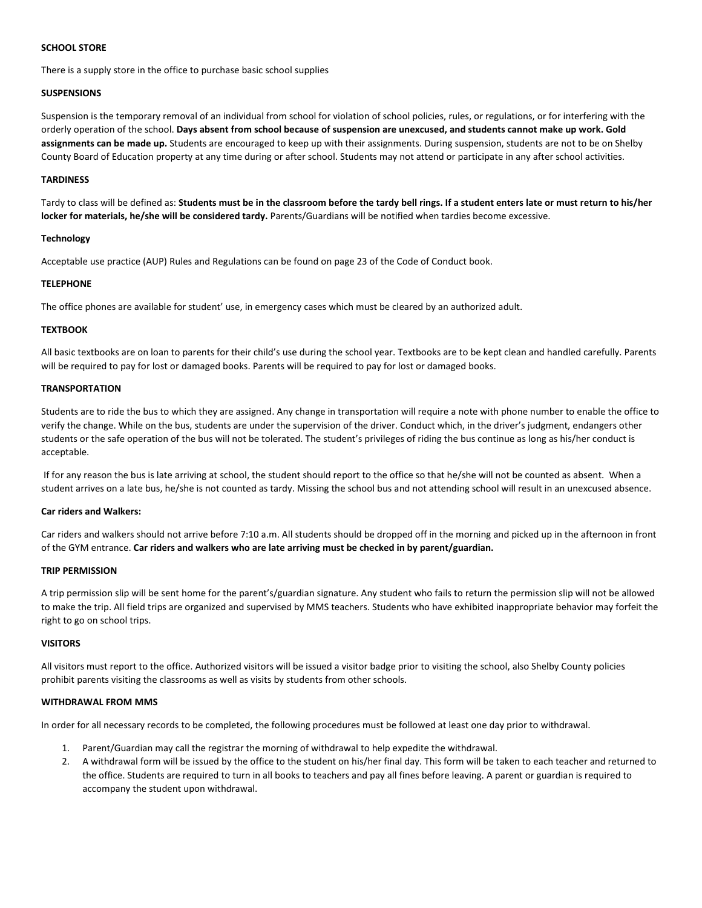**SCHOOL STORE**

There is a supply store in the office to purchase basic school supplies

**SUSPENSIONS**

Suspension is the temporary removal of an individual from school for violation of school policies, rules, or regulations, or for interfering with the orderly operation of the school. **Days absent from school because of suspension are unexcused, and students cannot make up work. Gold assignments can be made up.** Students are encouraged to keep up with their assignments. During suspension, students are not to be on Shelby County Board of Education property at any time during or after school. Students may not attend or participate in any after school activities.

**TARDINESS**

Tardy to class will be defined as: **Students must be in the classroom before the tardy bell rings. If a student enters late or must return to his/her locker for materials, he/she will be considered tardy.** Parents/Guardians will be notified when tardies become excessive.

**Technology**

Acceptable use practice (AUP) Rules and Regulations can be found on page 23 of the Code of Conduct book.

**TELEPHONE**

The office phones are available for student' use, in emergency cases which must be cleared by an authorized adult.

**TEXTBOOK**

All basic textbooks are on loan to parents for their child's use during the school year. Textbooks are to be kept clean and handled carefully. Parents will be required to pay for lost or damaged books. Parents will be required to pay for lost or damaged books.

**TRANSPORTATION**

Students are to ride the bus to which they are assigned. Any change in transportation will require a note with phone number to enable the office to verify the change. While on the bus, students are under the supervision of the driver. Conduct which, in the driver's judgment, endangers other students or the safe operation of the bus will not be tolerated. The student's privileges of riding the bus continue as long as his/her conduct is acceptable.

If for any reason the bus is late arriving at school, the student should report to the office so that he/she will not be counted as absent. When a student arrives on a late bus, he/she is not counted as tardy. Missing the school bus and not attending school will result in an unexcused absence.

**Car riders and Walkers:**

Car riders and walkers should not arrive before 7:10 a.m. All students should be dropped off in the morning and picked up in the afternoon in front of the GYM entrance. **Car riders and walkers who are late arriving must be checked in by parent/guardian.**

**TRIP PERMISSION**

A trip permission slip will be sent home for the parent's/guardian signature. Any student who fails to return the permission slip will not be allowed to make the trip. All field trips are organized and supervised by MMS teachers. Students who have exhibited inappropriate behavior may forfeit the right to go on school trips.

**VISITORS**

All visitors must report to the office. Authorized visitors will be issued a visitor badge prior to visiting the school, also Shelby County policies prohibit parents visiting the classrooms as well as visits by students from other schools.

**WITHDRAWAL FROM MMS**

In order for all necessary records to be completed, the following procedures must be followed at least one day prior to withdrawal.

1. Parent/Guardian may call the registrar the morning of withdrawal to help expedite the withdrawal.
2. A withdrawal form will be issued by the office to the student on his/her final day. This form will be taken to each teacher and returned to the office. Students are required to turn in all books to teachers and pay all fines before leaving. A parent or guardian is required to accompany the student upon withdrawal.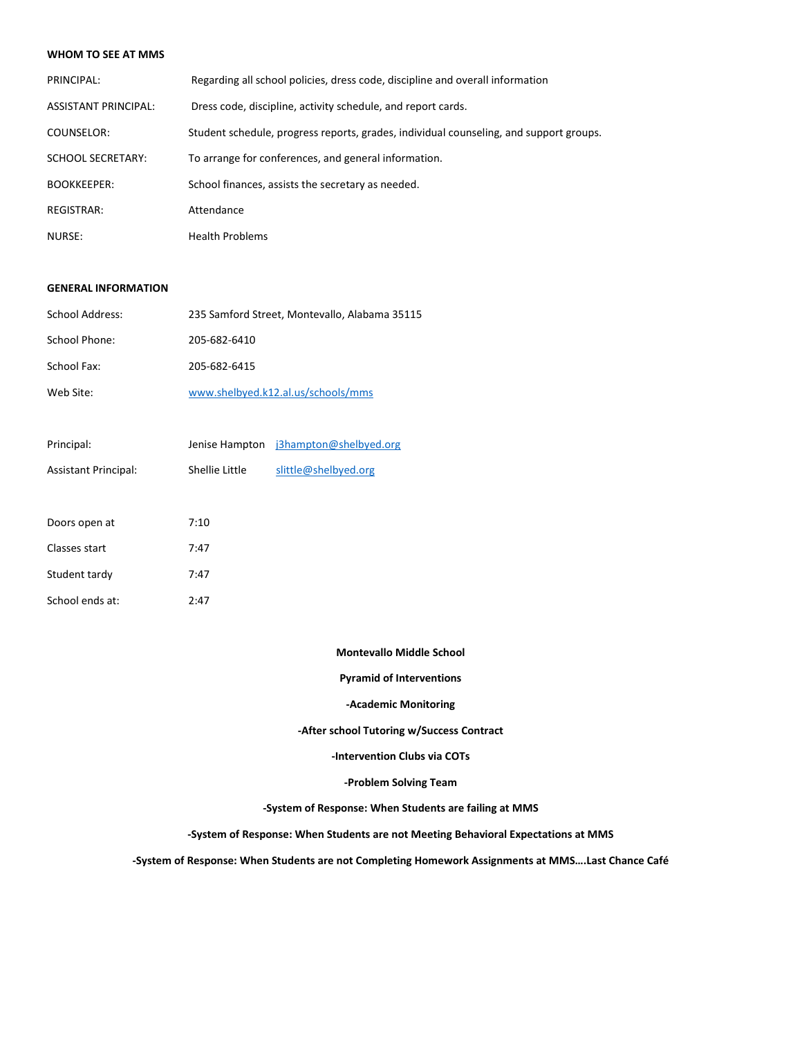**WHOM TO SEE AT MMS**

| | |
|---|---|
| PRINCIPAL: | Regarding all school policies, dress code, discipline and overall information |
| ASSISTANT PRINCIPAL: | Dress code, discipline, activity schedule, and report cards. |
| COUNSELOR: | Student schedule, progress reports, grades, individual counseling, and support groups. |
| SCHOOL SECRETARY: | To arrange for conferences, and general information. |
| BOOKKEEPER: | School finances, assists the secretary as needed. |
| REGISTRAR: | Attendance |
| NURSE: | Health Problems |

**GENERAL INFORMATION**

| | |
|---|---|
| School Address: | 235 Samford Street, Montevallo, Alabama 35115 |
| School Phone: | 205-682-6410 |
| School Fax: | 205-682-6415 |
| Web Site: | www.shelbyed.k12.al.us/schools/mms |

| | | |
|---|---|---|
| Principal: | Jenise Hampton | j3hampton@shelbyed.org |
| Assistant Principal: | Shellie Little | slittle@shelbyed.org |

| | |
|---|---|
| Doors open at | 7:10 |
| Classes start | 7:47 |
| Student tardy | 7:47 |
| School ends at: | 2:47 |

**Montevallo Middle School**

**Pyramid of Interventions**

**-Academic Monitoring**

**-After school Tutoring w/Success Contract**

**-Intervention Clubs via COTs**

**-Problem Solving Team**

**-System of Response: When Students are failing at MMS**

**-System of Response: When Students are not Meeting Behavioral Expectations at MMS**

**-System of Response: When Students are not Completing Homework Assignments at MMS….Last Chance Café**